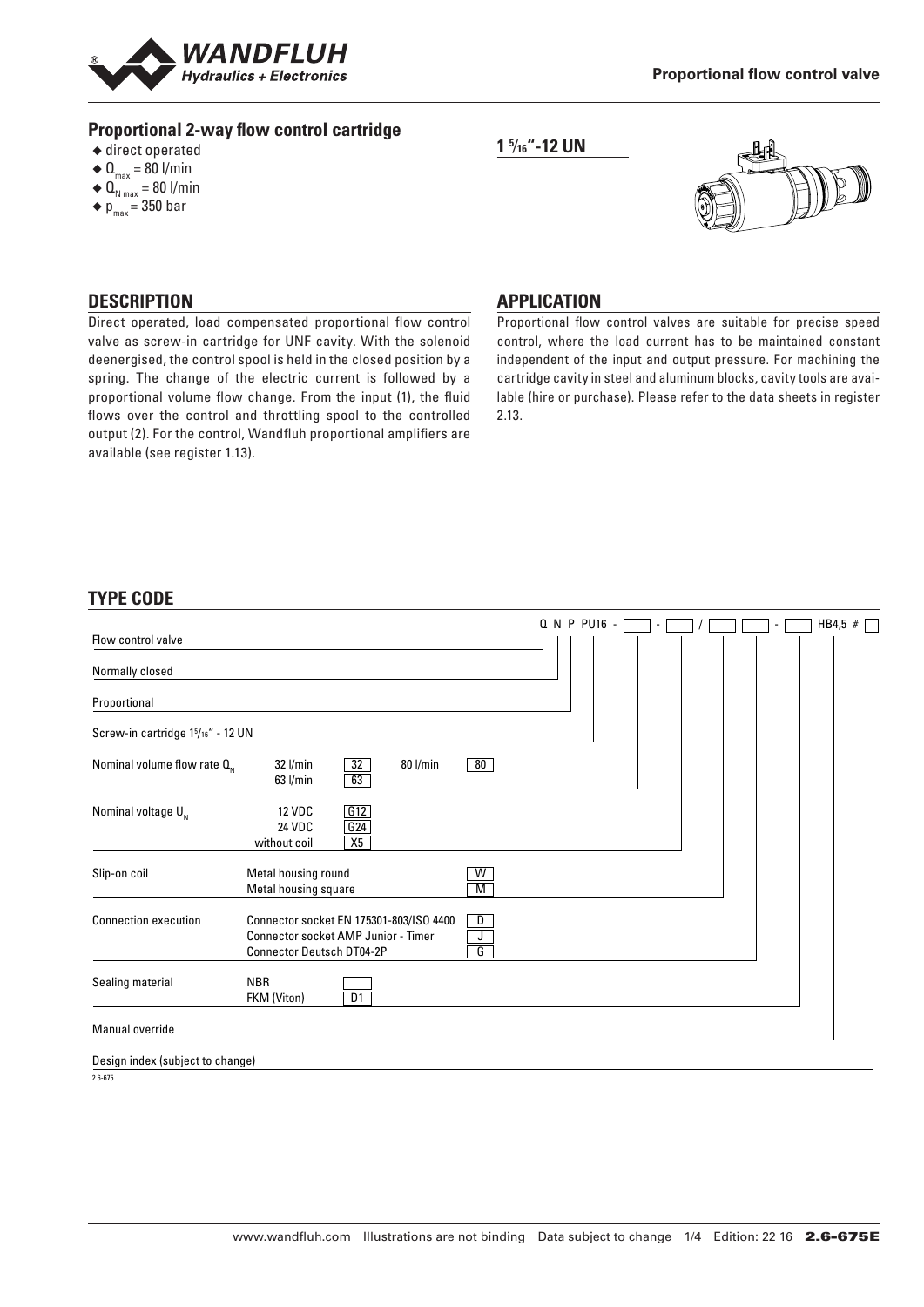**Proportional flow control valve**

## Proportional 2-way flow control cartridge

- direct operated
- $Q_{max}$ = 80 l/min
- $Q_{N\,max}$ = 80 l/min
- $p_{max}$ = 350 bar

**1 5/16"-12 UN**

## DESCRIPTION

Direct operated, load compensated proportional flow control valve as screw-in cartridge for UNF cavity. With the solenoid deenergised, the control spool is held in the closed position by a spring. The change of the electric current is followed by a proportional volume flow change. From the input (1), the fluid flows over the control and throttling spool to the controlled output (2). For the control, Wandfluh proportional amplifiers are available (see register 1.13).

## APPLICATION

Proportional flow control valves are suitable for precise speed control, where the load current has to be maintained constant independent of the input and output pressure. For machining the cartridge cavity in steel and aluminum blocks, cavity tools are available (hire or purchase). Please refer to the data sheets in register 2.13.

## TYPE CODE

Q N P PU16 - [ ] - [ ] / [ ] [ ] - [ ] HB4,5 # [ ]

| Position | Option | Code |
|---|---|---|
| Flow control valve | | Q |
| Normally closed | | N |
| Proportional | | P |
| Screw-in cartridge 1 5/16" - 12 UN | | PU16 |
| Nominal volume flow rate $Q_N$ | 32 l/min | 32 |
| | 63 l/min | 63 |
| | 80 l/min | 80 |
| Nominal voltage $U_N$ | 12 VDC | G12 |
| | 24 VDC | G24 |
| | without coil | X5 |
| Slip-on coil | Metal housing round | W |
| | Metal housing square | M |
| Connection execution | Connector socket EN 175301-803/ISO 4400 | D |
| | Connector socket AMP Junior - Timer | J |
| | Connector Deutsch DT04-2P | G |
| Sealing material | NBR | |
| | FKM (Viton) | D1 |
| Manual override | | HB4,5 |
| Design index (subject to change) | | # |

2.6-675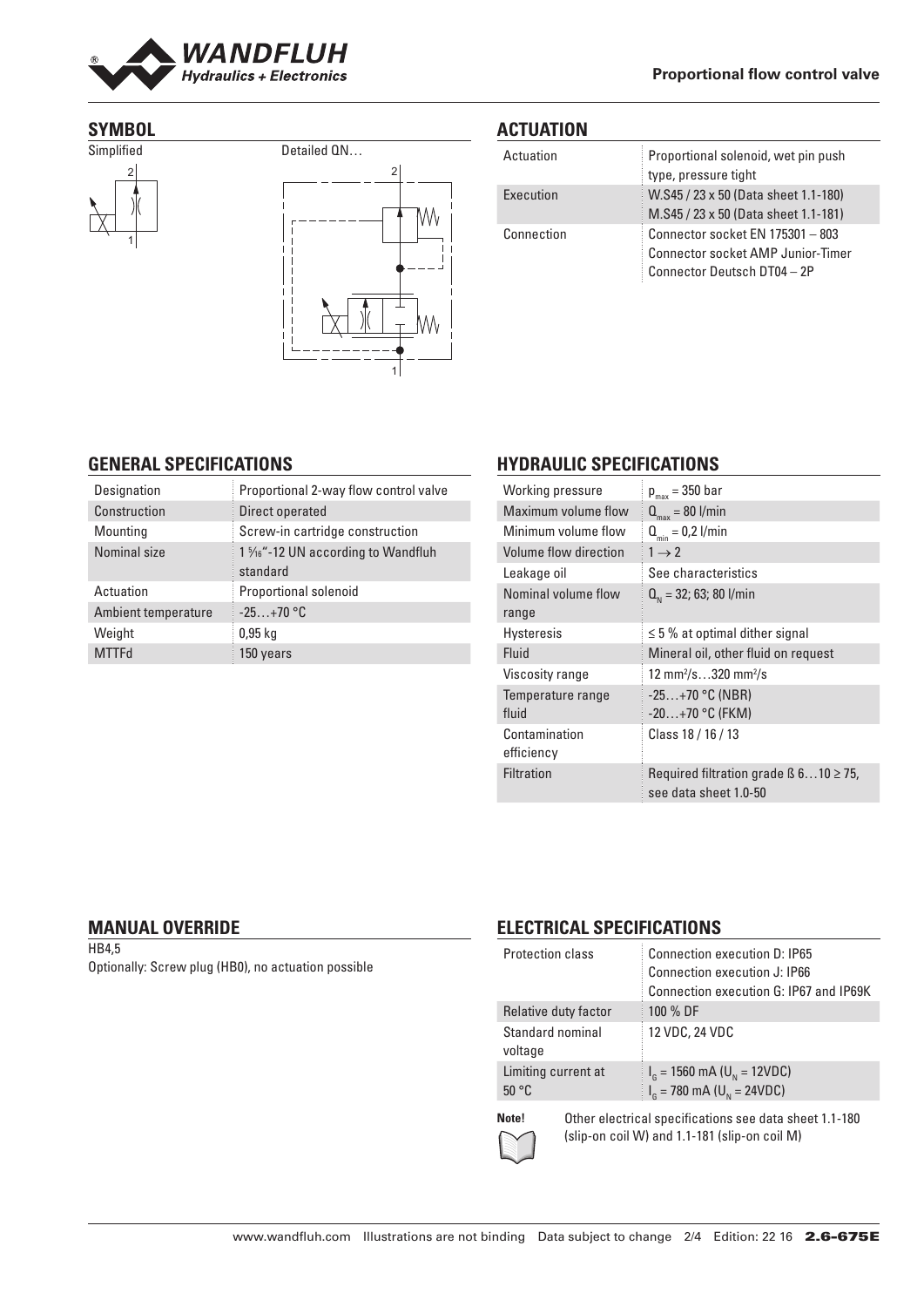## SYMBOL

Simplified

Detailed QN…

## ACTUATION

| Actuation | Proportional solenoid, wet pin push type, pressure tight |
|---|---|
| Execution | W.S45 / 23 x 50 (Data sheet 1.1-180)<br>M.S45 / 23 x 50 (Data sheet 1.1-181) |
| Connection | Connector socket EN 175301 – 803<br>Connector socket AMP Junior-Timer<br>Connector Deutsch DT04 – 2P |

## GENERAL SPECIFICATIONS

| Designation | Proportional 2-way flow control valve |
|---|---|
| Construction | Direct operated |
| Mounting | Screw-in cartridge construction |
| Nominal size | 1 5/16"-12 UN according to Wandfluh standard |
| Actuation | Proportional solenoid |
| Ambient temperature | -25…+70 °C |
| Weight | 0,95 kg |
| MTTFd | 150 years |

## HYDRAULIC SPECIFICATIONS

| Working pressure | $p_{max}$ = 350 bar |
|---|---|
| Maximum volume flow | $Q_{max}$ = 80 l/min |
| Minimum volume flow | $Q_{min}$ = 0,2 l/min |
| Volume flow direction | $1 \rightarrow 2$ |
| Leakage oil | See characteristics |
| Nominal volume flow range | $Q_N$ = 32; 63; 80 l/min |
| Hysteresis | ≤ 5 % at optimal dither signal |
| Fluid | Mineral oil, other fluid on request |
| Viscosity range | 12 mm²/s…320 mm²/s |
| Temperature range fluid | -25…+70 °C (NBR)<br>-20…+70 °C (FKM) |
| Contamination efficiency | Class 18 / 16 / 13 |
| Filtration | Required filtration grade ß 6…10 ≥ 75, see data sheet 1.0-50 |

## MANUAL OVERRIDE

HB4,5

Optionally: Screw plug (HB0), no actuation possible

## ELECTRICAL SPECIFICATIONS

| Protection class | Connection execution D: IP65<br>Connection execution J: IP66<br>Connection execution G: IP67 and IP69K |
|---|---|
| Relative duty factor | 100 % DF |
| Standard nominal voltage | 12 VDC, 24 VDC |
| Limiting current at 50 °C | $I_G$ = 1560 mA ($U_N$ = 12VDC)<br>$I_G$ = 780 mA ($U_N$ = 24VDC) |

**Note!** Other electrical specifications see data sheet 1.1-180 (slip-on coil W) and 1.1-181 (slip-on coil M)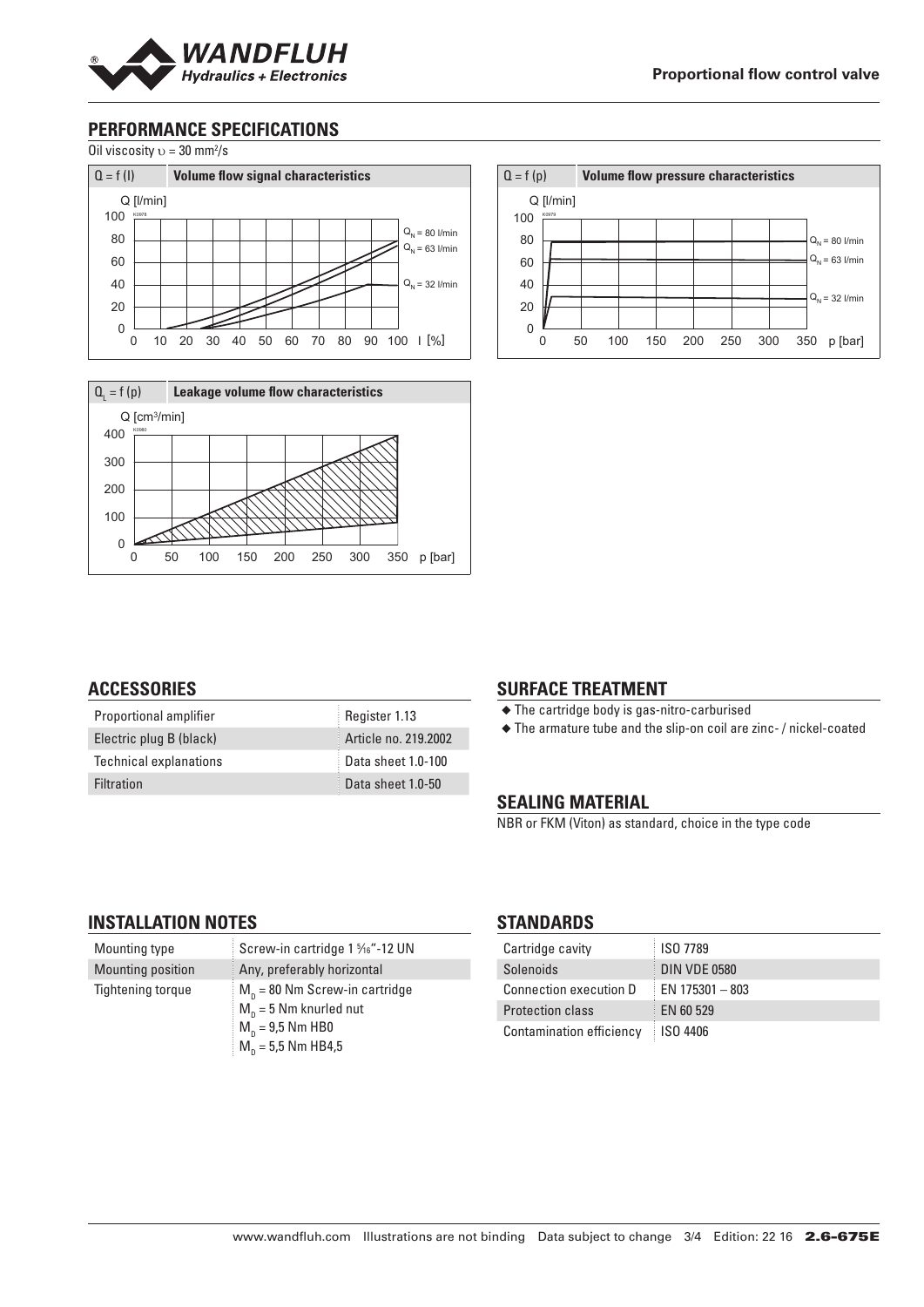## PERFORMANCE SPECIFICATIONS

Oil viscosity $\upsilon$ = 30 mm²/s

$Q = f(I)$ **Volume flow signal characteristics**

$Q = f(p)$ **Volume flow pressure characteristics**

$Q_L = f(p)$ **Leakage volume flow characteristics**

## ACCESSORIES

| | |
|---|---|
| Proportional amplifier | Register 1.13 |
| Electric plug B (black) | Article no. 219.2002 |
| Technical explanations | Data sheet 1.0-100 |
| Filtration | Data sheet 1.0-50 |

## SURFACE TREATMENT

- The cartridge body is gas-nitro-carburised
- The armature tube and the slip-on coil are zinc- / nickel-coated

## SEALING MATERIAL

NBR or FKM (Viton) as standard, choice in the type code

## INSTALLATION NOTES

| | |
|---|---|
| Mounting type | Screw-in cartridge 1 5/16"-12 UN |
| Mounting position | Any, preferably horizontal |
| Tightening torque | $M_D$ = 80 Nm Screw-in cartridge<br>$M_D$ = 5 Nm knurled nut<br>$M_D$ = 9,5 Nm HB0<br>$M_D$ = 5,5 Nm HB4,5 |

## STANDARDS

| | |
|---|---|
| Cartridge cavity | ISO 7789 |
| Solenoids | DIN VDE 0580 |
| Connection execution D | EN 175301 – 803 |
| Protection class | EN 60 529 |
| Contamination efficiency | ISO 4406 |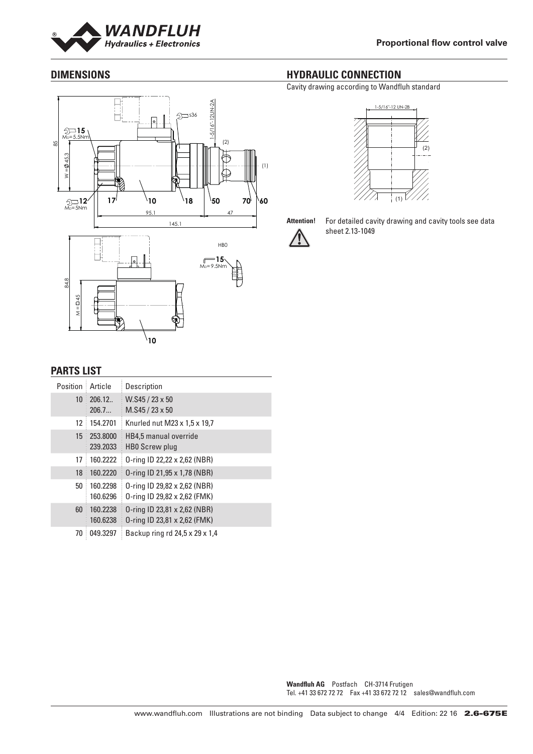## DIMENSIONS

s36

1-5/16"-12UN-2A

15
$M_D$=5.5Nm

85

W = Ø 45.3

(2)

(1)

12
$M_D$=5Nm

17

10

18

50

70

60

95.1

47

145.1

HB0

15
$M_D$=9.5Nm

84.8

M = □45

10

## HYDRAULIC CONNECTION

Cavity drawing according to Wandfluh standard

1-5/16"-12 UN-2B

(2)

(1)

**Attention!** For detailed cavity drawing and cavity tools see data sheet 2.13-1049

## PARTS LIST

| Position | Article | Description |
|---|---|---|
| 10 | 206.12..<br>206.7... | W.S45 / 23 x 50<br>M.S45 / 23 x 50 |
| 12 | 154.2701 | Knurled nut M23 x 1,5 x 19,7 |
| 15 | 253.8000<br>239.2033 | HB4,5 manual override<br>HB0 Screw plug |
| 17 | 160.2222 | O-ring ID 22,22 x 2,62 (NBR) |
| 18 | 160.2220 | O-ring ID 21,95 x 1,78 (NBR) |
| 50 | 160.2298<br>160.6296 | O-ring ID 29,82 x 2,62 (NBR)<br>O-ring ID 29,82 x 2,62 (FMK) |
| 60 | 160.2238<br>160.6238 | O-ring ID 23,81 x 2,62 (NBR)<br>O-ring ID 23,81 x 2,62 (FMK) |
| 70 | 049.3297 | Backup ring rd 24,5 x 29 x 1,4 |

**Wandfluh AG** Postfach CH-3714 Frutigen
Tel. +41 33 672 72 72 Fax +41 33 672 72 12 sales@wandfluh.com